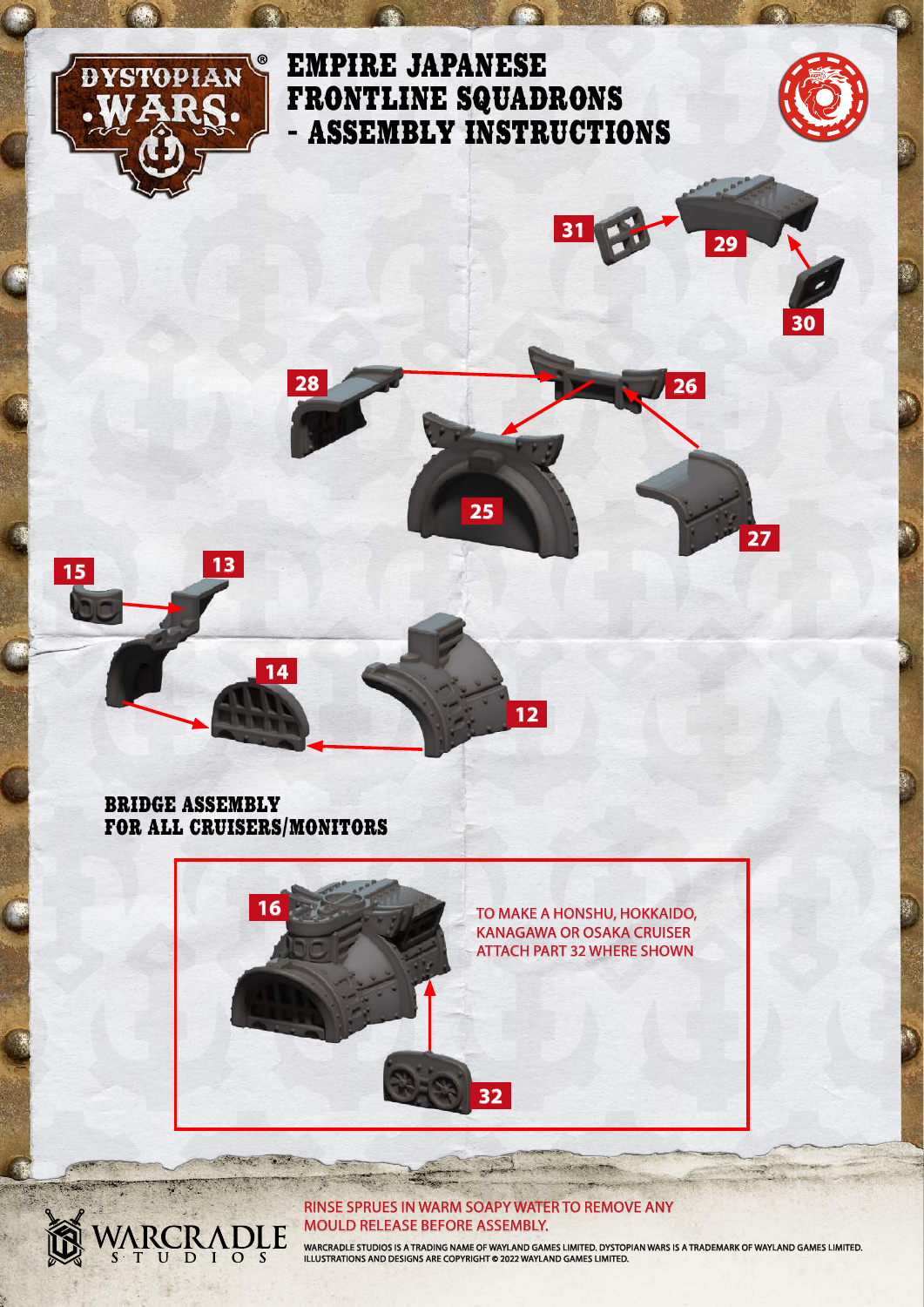# EMPIRE JAPANESE FRONTLINE SQUADRONS - ASSEMBLY INSTRUCTIONS

31 29 30

28 26 25 27

15 13 14 12

## BRIDGE ASSEMBLY FOR ALL CRUISERS/MONITORS

16

TO MAKE A HONSHU, HOKKAIDO, KANAGAWA OR OSAKA CRUISER ATTACH PART 32 WHERE SHOWN

32

RINSE SPRUES IN WARM SOAPY WATER TO REMOVE ANY MOULD RELEASE BEFORE ASSEMBLY.

WARCRADLE STUDIOS IS A TRADING NAME OF WAYLAND GAMES LIMITED. DYSTOPIAN WARS IS A TRADEMARK OF WAYLAND GAMES LIMITED. ILLUSTRATIONS AND DESIGNS ARE COPYRIGHT © 2022 WAYLAND GAMES LIMITED.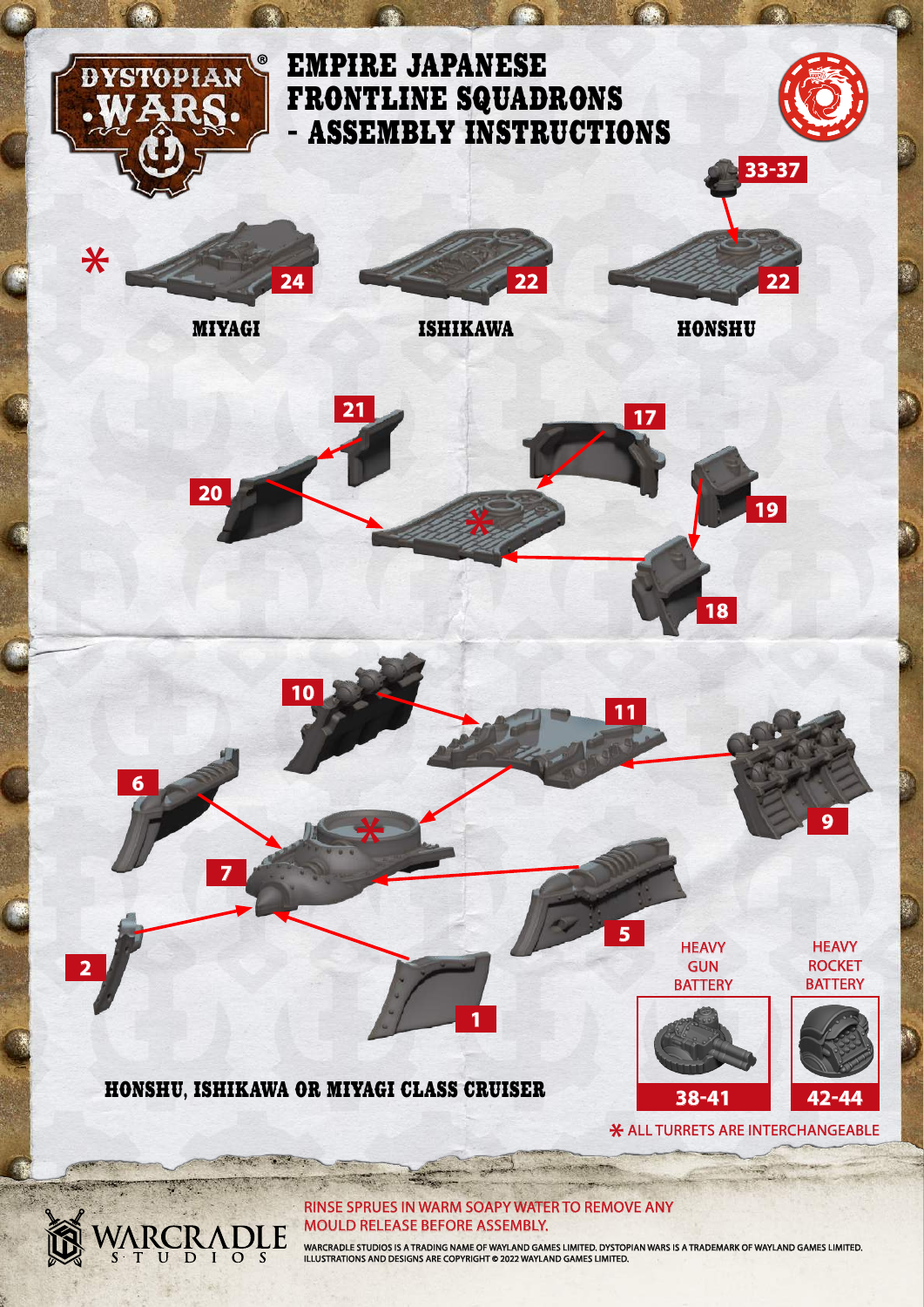# EMPIRE JAPANESE FRONTLINE SQUADRONS - ASSEMBLY INSTRUCTIONS

33-37

* 24 MIYAGI

22 ISHIKAWA

22 HONSHU

21

20

17

19

18

10

11

6

9

7

5

2

1

HEAVY GUN BATTERY 38-41

HEAVY ROCKET BATTERY 42-44

## HONSHU, ISHIKAWA OR MIYAGI CLASS CRUISER

* ALL TURRETS ARE INTERCHANGEABLE

RINSE SPRUES IN WARM SOAPY WATER TO REMOVE ANY MOULD RELEASE BEFORE ASSEMBLY.

WARCRADLE STUDIOS IS A TRADING NAME OF WAYLAND GAMES LIMITED. DYSTOPIAN WARS IS A TRADEMARK OF WAYLAND GAMES LIMITED. ILLUSTRATIONS AND DESIGNS ARE COPYRIGHT © 2022 WAYLAND GAMES LIMITED.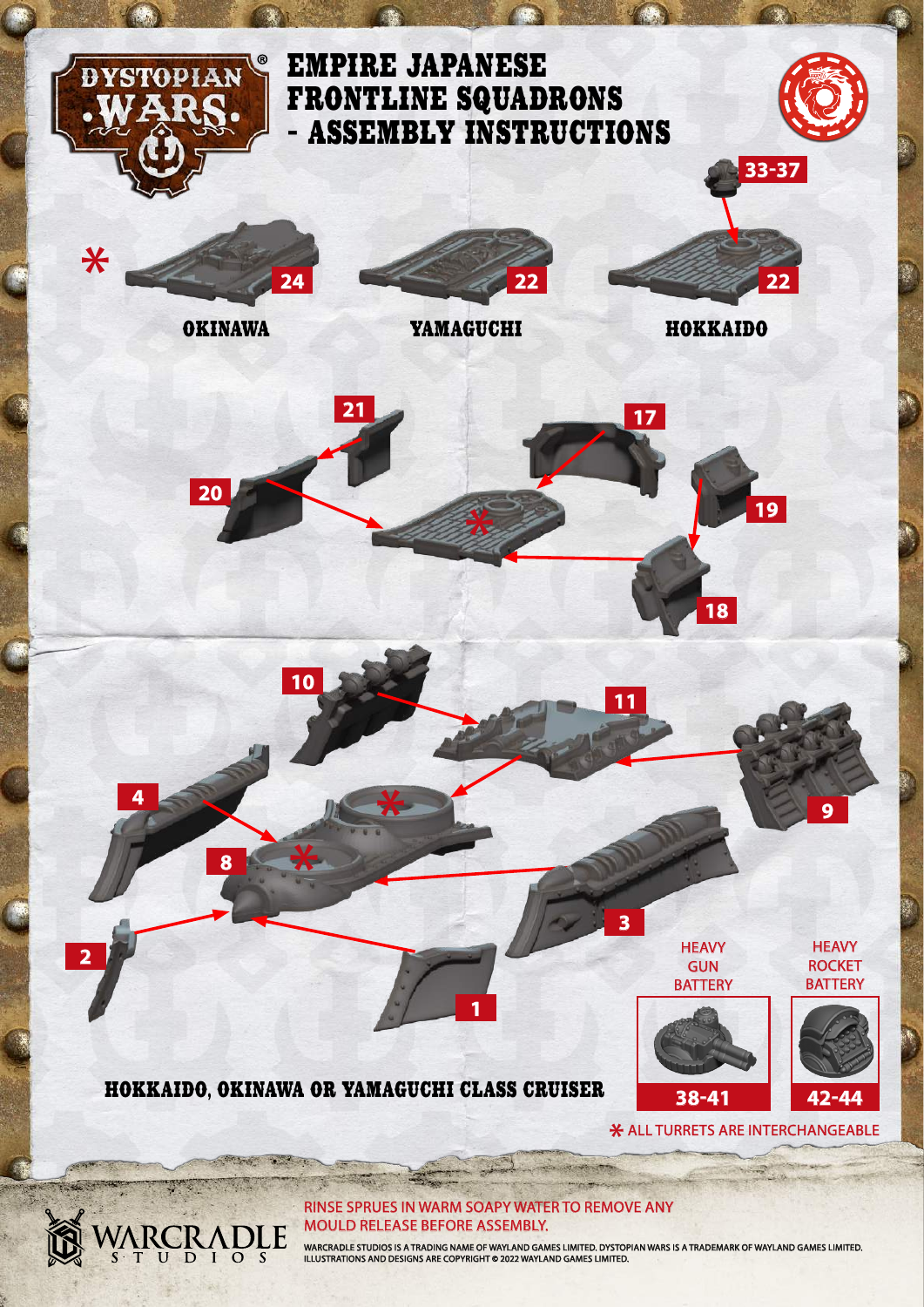# EMPIRE JAPANESE FRONTLINE SQUADRONS - ASSEMBLY INSTRUCTIONS

*

24

OKINAWA

22

YAMAGUCHI

33-37

22

HOKKAIDO

21

20

17

19

18

10

11

9

4

8

3

2

1

HEAVY GUN BATTERY

38-41

HEAVY ROCKET BATTERY

42-44

## HOKKAIDO, OKINAWA OR YAMAGUCHI CLASS CRUISER

* ALL TURRETS ARE INTERCHANGEABLE

RINSE SPRUES IN WARM SOAPY WATER TO REMOVE ANY MOULD RELEASE BEFORE ASSEMBLY.

WARCRADLE STUDIOS IS A TRADING NAME OF WAYLAND GAMES LIMITED. DYSTOPIAN WARS IS A TRADEMARK OF WAYLAND GAMES LIMITED. ILLUSTRATIONS AND DESIGNS ARE COPYRIGHT © 2022 WAYLAND GAMES LIMITED.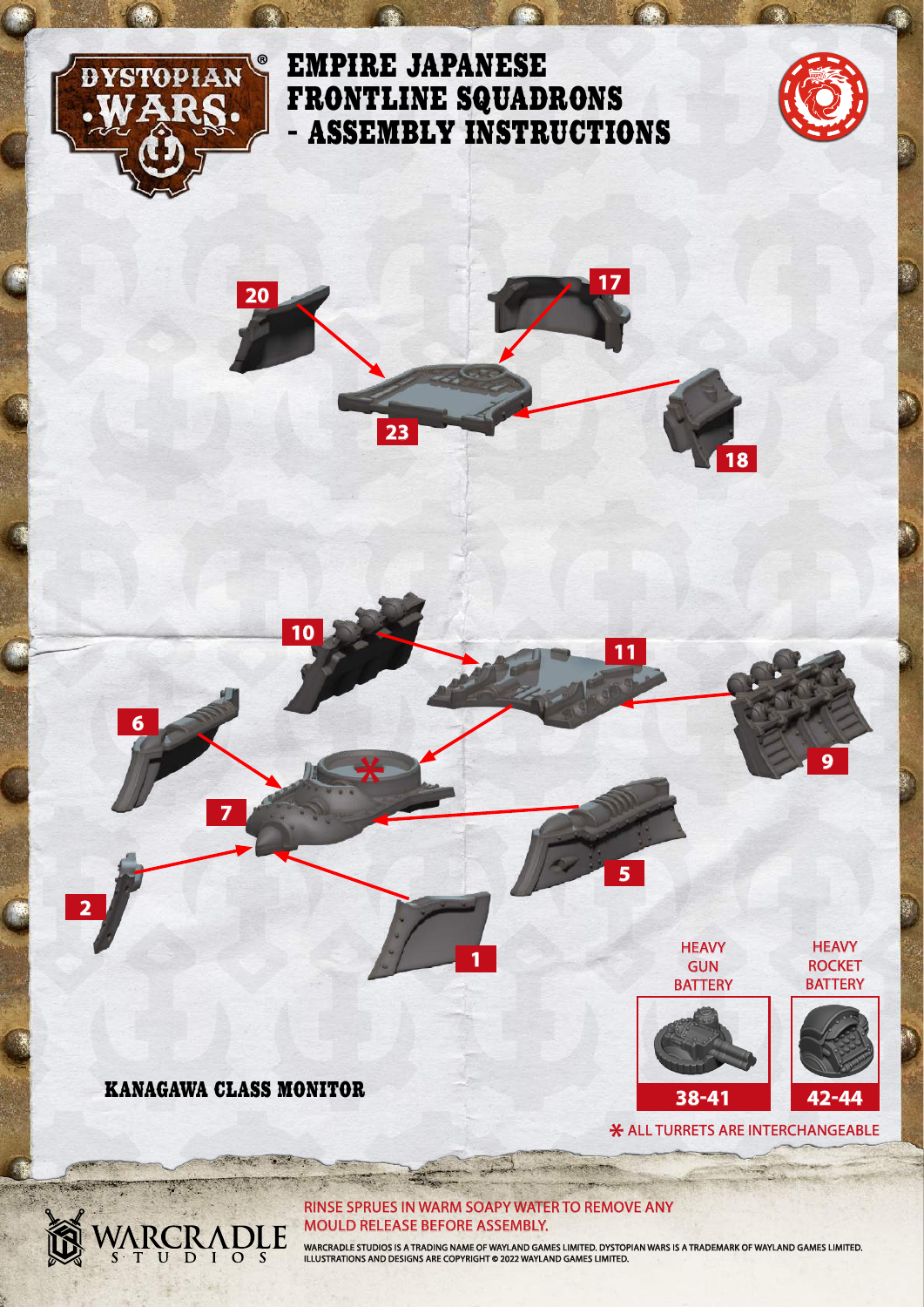# EMPIRE JAPANESE FRONTLINE SQUADRONS - ASSEMBLY INSTRUCTIONS

20

17

23

18

10

11

6

9

7

5

2

1

HEAVY GUN BATTERY

38-41

HEAVY ROCKET BATTERY

42-44

## KANAGAWA CLASS MONITOR

* ALL TURRETS ARE INTERCHANGEABLE

RINSE SPRUES IN WARM SOAPY WATER TO REMOVE ANY MOULD RELEASE BEFORE ASSEMBLY.

WARCRADLE STUDIOS IS A TRADING NAME OF WAYLAND GAMES LIMITED. DYSTOPIAN WARS IS A TRADEMARK OF WAYLAND GAMES LIMITED. ILLUSTRATIONS AND DESIGNS ARE COPYRIGHT © 2022 WAYLAND GAMES LIMITED.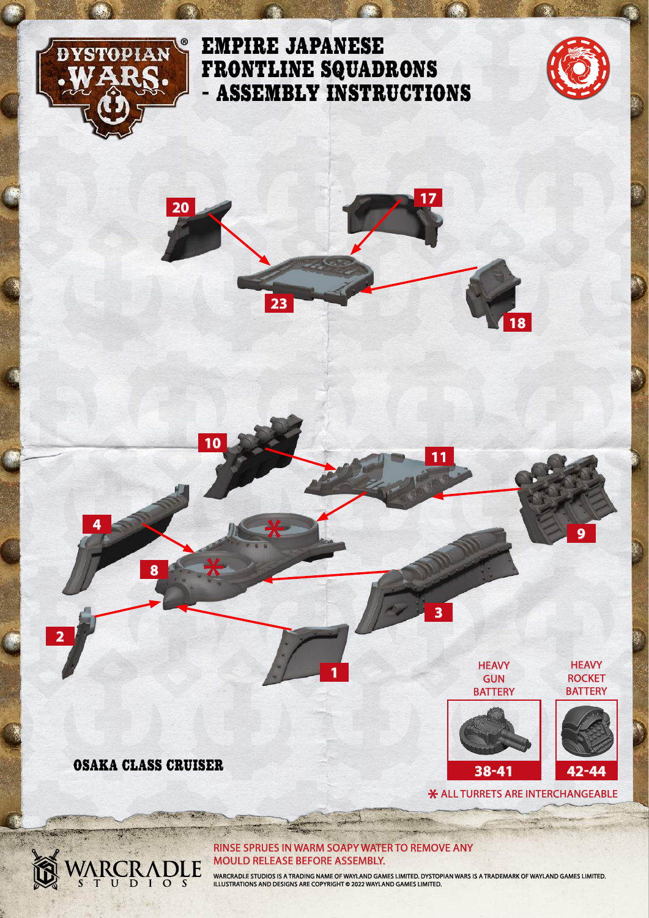# EMPIRE JAPANESE FRONTLINE SQUADRONS - ASSEMBLY INSTRUCTIONS

20

17

23

18

10

11

4

9

8

3

2

1

HEAVY GUN BATTERY

HEAVY ROCKET BATTERY

38-41

42-44

## OSAKA CLASS CRUISER

* ALL TURRETS ARE INTERCHANGEABLE

RINSE SPRUES IN WARM SOAPY WATER TO REMOVE ANY MOULD RELEASE BEFORE ASSEMBLY.

WARCRADLE STUDIOS IS A TRADING NAME OF WAYLAND GAMES LIMITED. DYSTOPIAN WARS IS A TRADEMARK OF WAYLAND GAMES LIMITED. ILLUSTRATIONS AND DESIGNS ARE COPYRIGHT © 2022 WAYLAND GAMES LIMITED.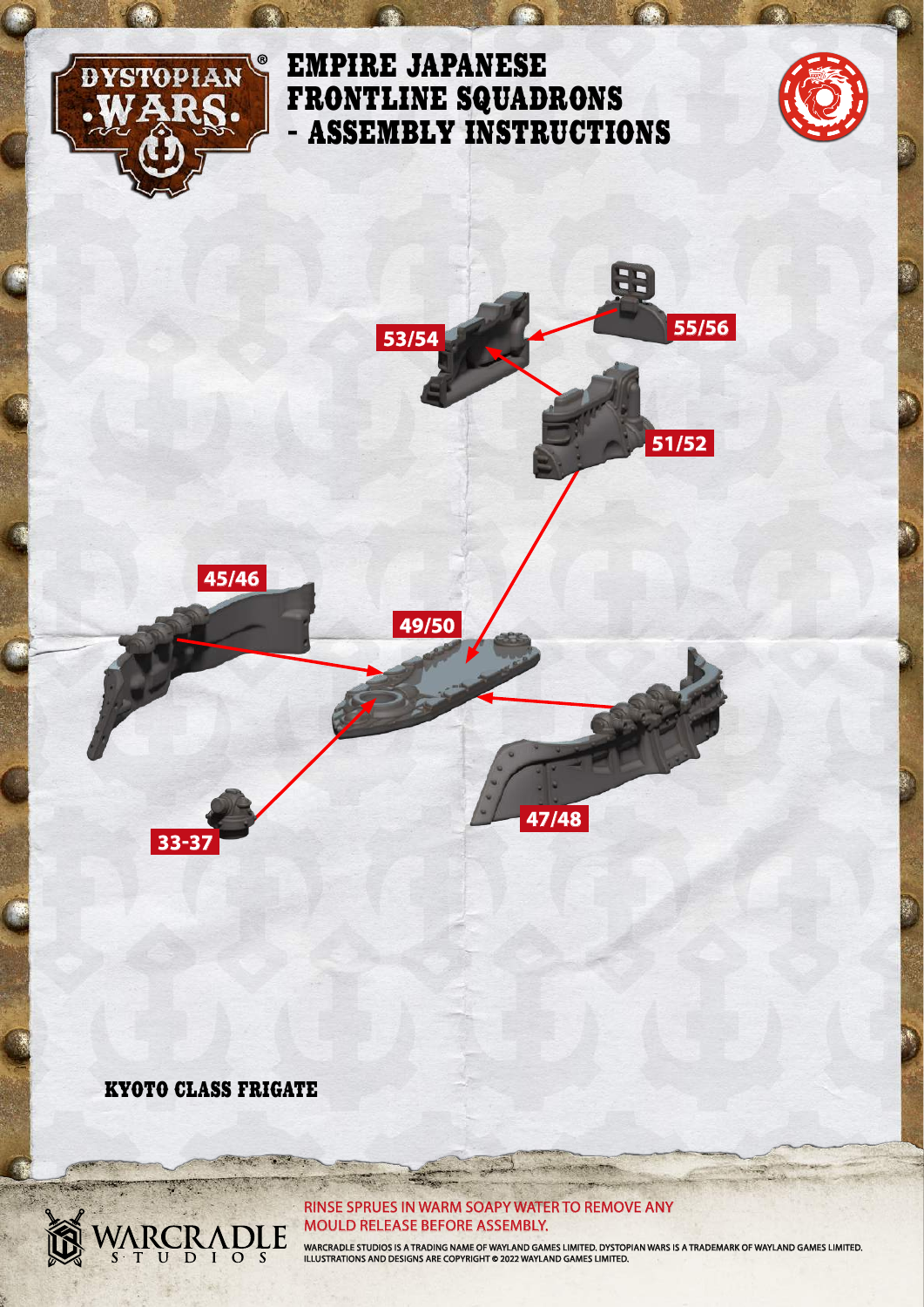# EMPIRE JAPANESE FRONTLINE SQUADRONS - ASSEMBLY INSTRUCTIONS

53/54

55/56

51/52

45/46

49/50

47/48

33-37

## KYOTO CLASS FRIGATE

RINSE SPRUES IN WARM SOAPY WATER TO REMOVE ANY MOULD RELEASE BEFORE ASSEMBLY.

WARCRADLE STUDIOS IS A TRADING NAME OF WAYLAND GAMES LIMITED. DYSTOPIAN WARS IS A TRADEMARK OF WAYLAND GAMES LIMITED. ILLUSTRATIONS AND DESIGNS ARE COPYRIGHT © 2022 WAYLAND GAMES LIMITED.